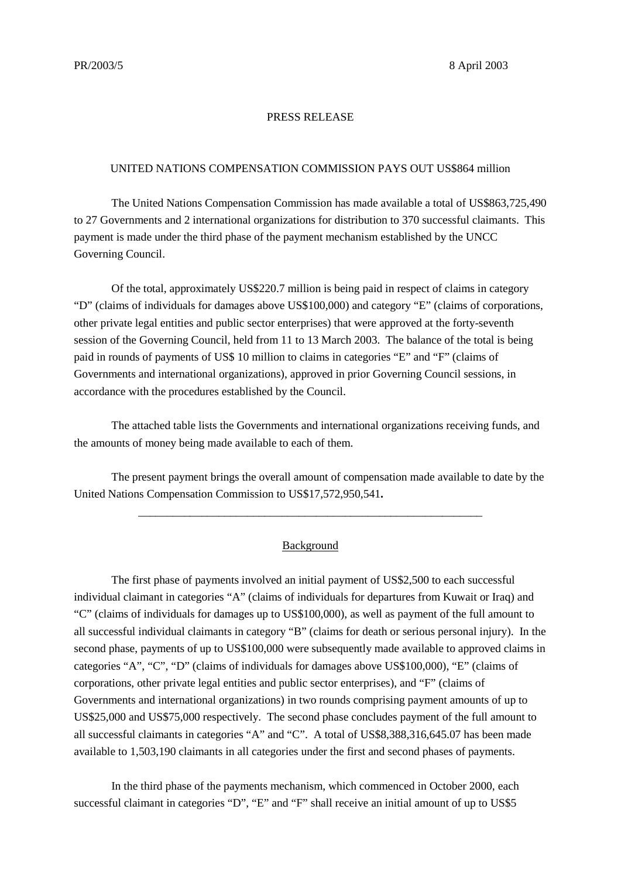PR/2003/5 8 April 2003

PRESS RELEASE

UNITED NATIONS COMPENSATION COMMISSION PAYS OUT US$864 million

The United Nations Compensation Commission has made available a total of US$863,725,490 to 27 Governments and 2 international organizations for distribution to 370 successful claimants. This payment is made under the third phase of the payment mechanism established by the UNCC Governing Council.

Of the total, approximately US$220.7 million is being paid in respect of claims in category "D" (claims of individuals for damages above US$100,000) and category "E" (claims of corporations, other private legal entities and public sector enterprises) that were approved at the forty-seventh session of the Governing Council, held from 11 to 13 March 2003. The balance of the total is being paid in rounds of payments of US$ 10 million to claims in categories "E" and "F" (claims of Governments and international organizations), approved in prior Governing Council sessions, in accordance with the procedures established by the Council.

The attached table lists the Governments and international organizations receiving funds, and the amounts of money being made available to each of them.

The present payment brings the overall amount of compensation made available to date by the United Nations Compensation Commission to US$17,572,950,541**.**

---

Background

The first phase of payments involved an initial payment of US$2,500 to each successful individual claimant in categories "A" (claims of individuals for departures from Kuwait or Iraq) and "C" (claims of individuals for damages up to US$100,000), as well as payment of the full amount to all successful individual claimants in category "B" (claims for death or serious personal injury). In the second phase, payments of up to US$100,000 were subsequently made available to approved claims in categories "A", "C", "D" (claims of individuals for damages above US$100,000), "E" (claims of corporations, other private legal entities and public sector enterprises), and "F" (claims of Governments and international organizations) in two rounds comprising payment amounts of up to US$25,000 and US$75,000 respectively. The second phase concludes payment of the full amount to all successful claimants in categories "A" and "C". A total of US$8,388,316,645.07 has been made available to 1,503,190 claimants in all categories under the first and second phases of payments.

In the third phase of the payments mechanism, which commenced in October 2000, each successful claimant in categories "D", "E" and "F" shall receive an initial amount of up to US$5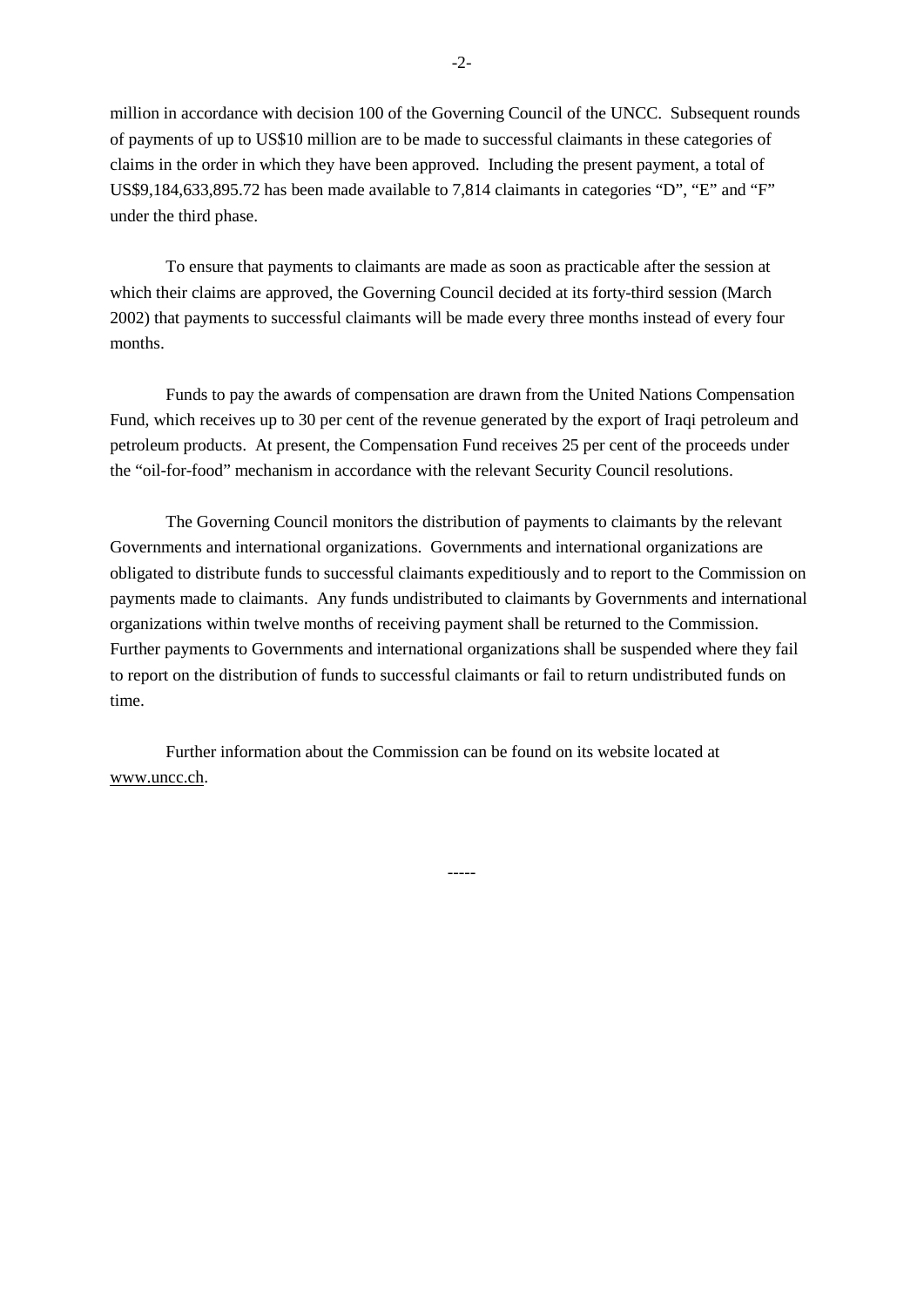million in accordance with decision 100 of the Governing Council of the UNCC. Subsequent rounds of payments of up to US$10 million are to be made to successful claimants in these categories of claims in the order in which they have been approved. Including the present payment, a total of US$9,184,633,895.72 has been made available to 7,814 claimants in categories "D", "E" and "F" under the third phase.

To ensure that payments to claimants are made as soon as practicable after the session at which their claims are approved, the Governing Council decided at its forty-third session (March 2002) that payments to successful claimants will be made every three months instead of every four months.

Funds to pay the awards of compensation are drawn from the United Nations Compensation Fund, which receives up to 30 per cent of the revenue generated by the export of Iraqi petroleum and petroleum products. At present, the Compensation Fund receives 25 per cent of the proceeds under the "oil-for-food" mechanism in accordance with the relevant Security Council resolutions.

The Governing Council monitors the distribution of payments to claimants by the relevant Governments and international organizations. Governments and international organizations are obligated to distribute funds to successful claimants expeditiously and to report to the Commission on payments made to claimants. Any funds undistributed to claimants by Governments and international organizations within twelve months of receiving payment shall be returned to the Commission. Further payments to Governments and international organizations shall be suspended where they fail to report on the distribution of funds to successful claimants or fail to return undistributed funds on time.

Further information about the Commission can be found on its website located at www.uncc.ch.

-----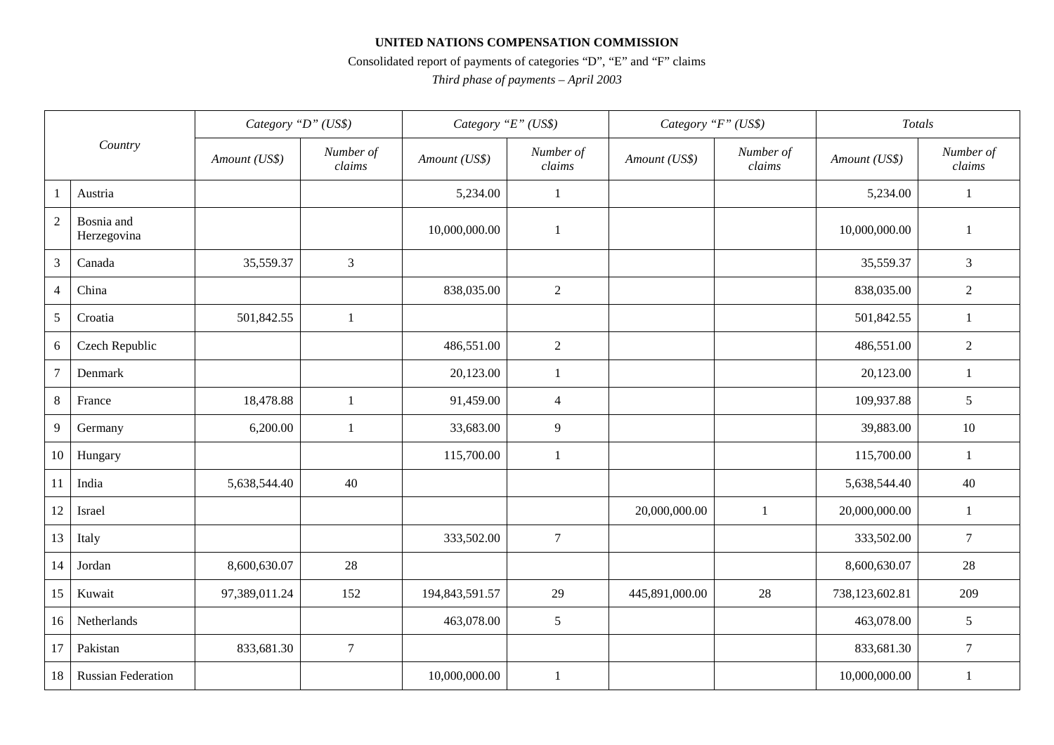**UNITED NATIONS COMPENSATION COMMISSION**

Consolidated report of payments of categories “D”, “E” and “F” claims

*Third phase of payments – April 2003*

| | *Country* | *Category “D” (US$)* | | *Category “E” (US$)* | | *Category “F” (US$)* | | *Totals* | |
|---|---|---|---|---|---|---|---|---|---|
| | | *Amount (US$)* | *Number of claims* | *Amount (US$)* | *Number of claims* | *Amount (US$)* | *Number of claims* | *Amount (US$)* | *Number of claims* |
| 1 | Austria | | | 5,234.00 | 1 | | | 5,234.00 | 1 |
| 2 | Bosnia and Herzegovina | | | 10,000,000.00 | 1 | | | 10,000,000.00 | 1 |
| 3 | Canada | 35,559.37 | 3 | | | | | 35,559.37 | 3 |
| 4 | China | | | 838,035.00 | 2 | | | 838,035.00 | 2 |
| 5 | Croatia | 501,842.55 | 1 | | | | | 501,842.55 | 1 |
| 6 | Czech Republic | | | 486,551.00 | 2 | | | 486,551.00 | 2 |
| 7 | Denmark | | | 20,123.00 | 1 | | | 20,123.00 | 1 |
| 8 | France | 18,478.88 | 1 | 91,459.00 | 4 | | | 109,937.88 | 5 |
| 9 | Germany | 6,200.00 | 1 | 33,683.00 | 9 | | | 39,883.00 | 10 |
| 10 | Hungary | | | 115,700.00 | 1 | | | 115,700.00 | 1 |
| 11 | India | 5,638,544.40 | 40 | | | | | 5,638,544.40 | 40 |
| 12 | Israel | | | | | 20,000,000.00 | 1 | 20,000,000.00 | 1 |
| 13 | Italy | | | 333,502.00 | 7 | | | 333,502.00 | 7 |
| 14 | Jordan | 8,600,630.07 | 28 | | | | | 8,600,630.07 | 28 |
| 15 | Kuwait | 97,389,011.24 | 152 | 194,843,591.57 | 29 | 445,891,000.00 | 28 | 738,123,602.81 | 209 |
| 16 | Netherlands | | | 463,078.00 | 5 | | | 463,078.00 | 5 |
| 17 | Pakistan | 833,681.30 | 7 | | | | | 833,681.30 | 7 |
| 18 | Russian Federation | | | 10,000,000.00 | 1 | | | 10,000,000.00 | 1 |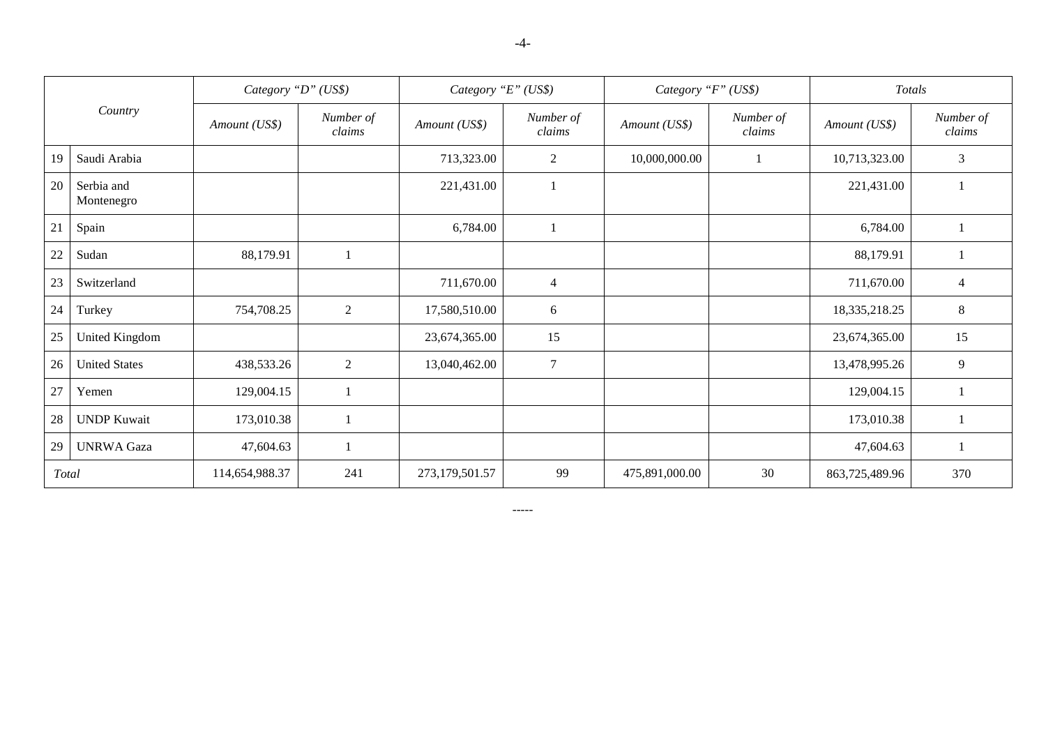| | Country | Category "D" (US$) | | Category "E" (US$) | | Category "F" (US$) | | Totals | |
|---|---|---|---|---|---|---|---|---|---|
| | | Amount (US$) | Number of claims | Amount (US$) | Number of claims | Amount (US$) | Number of claims | Amount (US$) | Number of claims |
| 19 | Saudi Arabia | | | 713,323.00 | 2 | 10,000,000.00 | 1 | 10,713,323.00 | 3 |
| 20 | Serbia and Montenegro | | | 221,431.00 | 1 | | | 221,431.00 | 1 |
| 21 | Spain | | | 6,784.00 | 1 | | | 6,784.00 | 1 |
| 22 | Sudan | 88,179.91 | 1 | | | | | 88,179.91 | 1 |
| 23 | Switzerland | | | 711,670.00 | 4 | | | 711,670.00 | 4 |
| 24 | Turkey | 754,708.25 | 2 | 17,580,510.00 | 6 | | | 18,335,218.25 | 8 |
| 25 | United Kingdom | | | 23,674,365.00 | 15 | | | 23,674,365.00 | 15 |
| 26 | United States | 438,533.26 | 2 | 13,040,462.00 | 7 | | | 13,478,995.26 | 9 |
| 27 | Yemen | 129,004.15 | 1 | | | | | 129,004.15 | 1 |
| 28 | UNDP Kuwait | 173,010.38 | 1 | | | | | 173,010.38 | 1 |
| 29 | UNRWA Gaza | 47,604.63 | 1 | | | | | 47,604.63 | 1 |
| *Total* | | 114,654,988.37 | 241 | 273,179,501.57 | 99 | 475,891,000.00 | 30 | 863,725,489.96 | 370 |

-----